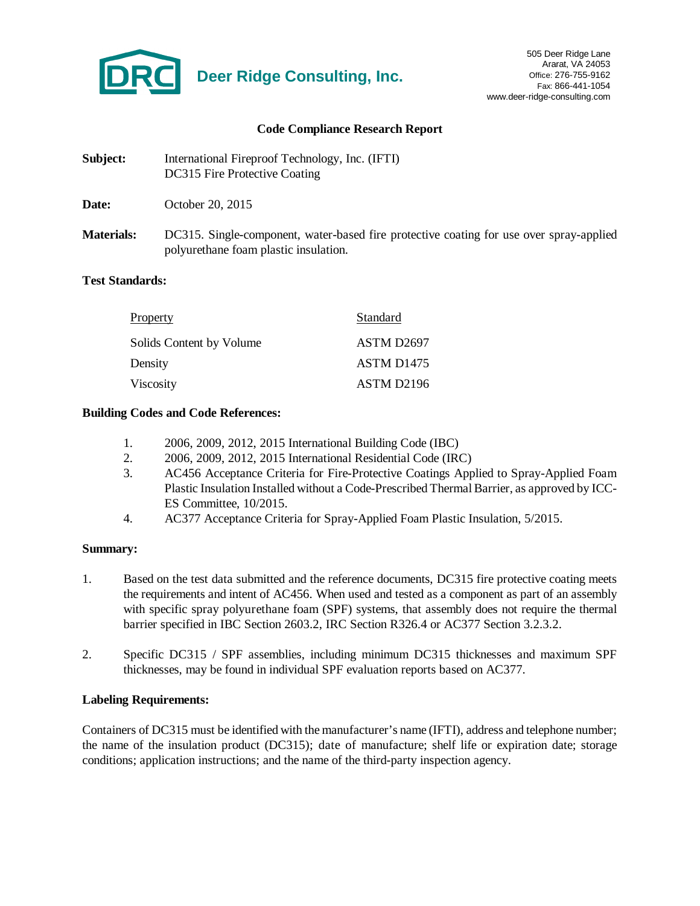**Deer Ridge Consulting, Inc.**

505 Deer Ridge Lane
Ararat, VA 24053
Office: 276-755-9162
Fax: 866-441-1054
www.deer-ridge-consulting.com

## Code Compliance Research Report

**Subject:** International Fireproof Technology, Inc. (IFTI)
DC315 Fire Protective Coating

**Date:** October 20, 2015

**Materials:** DC315. Single-component, water-based fire protective coating for use over spray-applied polyurethane foam plastic insulation.

**Test Standards:**

| Property | Standard |
|---|---|
| Solids Content by Volume | ASTM D2697 |
| Density | ASTM D1475 |
| Viscosity | ASTM D2196 |

**Building Codes and Code References:**

1. 2006, 2009, 2012, 2015 International Building Code (IBC)
2. 2006, 2009, 2012, 2015 International Residential Code (IRC)
3. AC456 Acceptance Criteria for Fire-Protective Coatings Applied to Spray-Applied Foam Plastic Insulation Installed without a Code-Prescribed Thermal Barrier, as approved by ICC-ES Committee, 10/2015.
4. AC377 Acceptance Criteria for Spray-Applied Foam Plastic Insulation, 5/2015.

**Summary:**

1. Based on the test data submitted and the reference documents, DC315 fire protective coating meets the requirements and intent of AC456. When used and tested as a component as part of an assembly with specific spray polyurethane foam (SPF) systems, that assembly does not require the thermal barrier specified in IBC Section 2603.2, IRC Section R326.4 or AC377 Section 3.2.3.2.

2. Specific DC315 / SPF assemblies, including minimum DC315 thicknesses and maximum SPF thicknesses, may be found in individual SPF evaluation reports based on AC377.

**Labeling Requirements:**

Containers of DC315 must be identified with the manufacturer's name (IFTI), address and telephone number; the name of the insulation product (DC315); date of manufacture; shelf life or expiration date; storage conditions; application instructions; and the name of the third-party inspection agency.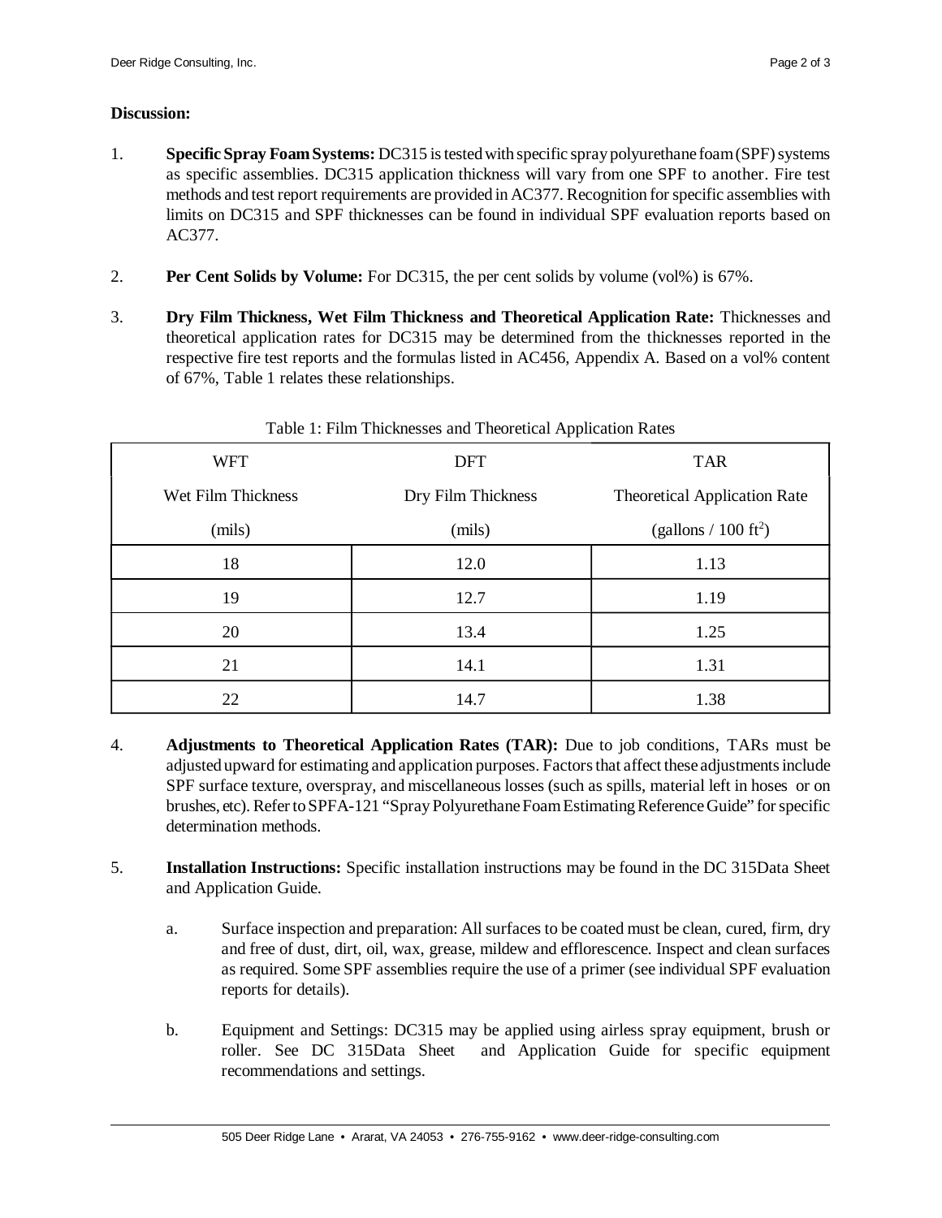**Discussion:**

1. **Specific Spray Foam Systems:** DC315 is tested with specific spray polyurethane foam (SPF) systems as specific assemblies. DC315 application thickness will vary from one SPF to another. Fire test methods and test report requirements are provided in AC377. Recognition for specific assemblies with limits on DC315 and SPF thicknesses can be found in individual SPF evaluation reports based on AC377.

2. **Per Cent Solids by Volume:** For DC315, the per cent solids by volume (vol%) is 67%.

3. **Dry Film Thickness, Wet Film Thickness and Theoretical Application Rate:** Thicknesses and theoretical application rates for DC315 may be determined from the thicknesses reported in the respective fire test reports and the formulas listed in AC456, Appendix A. Based on a vol% content of 67%, Table 1 relates these relationships.

Table 1: Film Thicknesses and Theoretical Application Rates

| WFT<br>Wet Film Thickness<br>(mils) | DFT<br>Dry Film Thickness<br>(mils) | TAR<br>Theoretical Application Rate<br>(gallons / 100 ft$^2$) |
|---|---|---|
| 18 | 12.0 | 1.13 |
| 19 | 12.7 | 1.19 |
| 20 | 13.4 | 1.25 |
| 21 | 14.1 | 1.31 |
| 22 | 14.7 | 1.38 |

4. **Adjustments to Theoretical Application Rates (TAR):** Due to job conditions, TARs must be adjusted upward for estimating and application purposes. Factors that affect these adjustments include SPF surface texture, overspray, and miscellaneous losses (such as spills, material left in hoses or on brushes, etc). Refer to SPFA-121 "Spray Polyurethane Foam Estimating Reference Guide" for specific determination methods.

5. **Installation Instructions:** Specific installation instructions may be found in the DC 315Data Sheet and Application Guide.

   a. Surface inspection and preparation: All surfaces to be coated must be clean, cured, firm, dry and free of dust, dirt, oil, wax, grease, mildew and efflorescence. Inspect and clean surfaces as required. Some SPF assemblies require the use of a primer (see individual SPF evaluation reports for details).

   b. Equipment and Settings: DC315 may be applied using airless spray equipment, brush or roller. See DC 315Data Sheet and Application Guide for specific equipment recommendations and settings.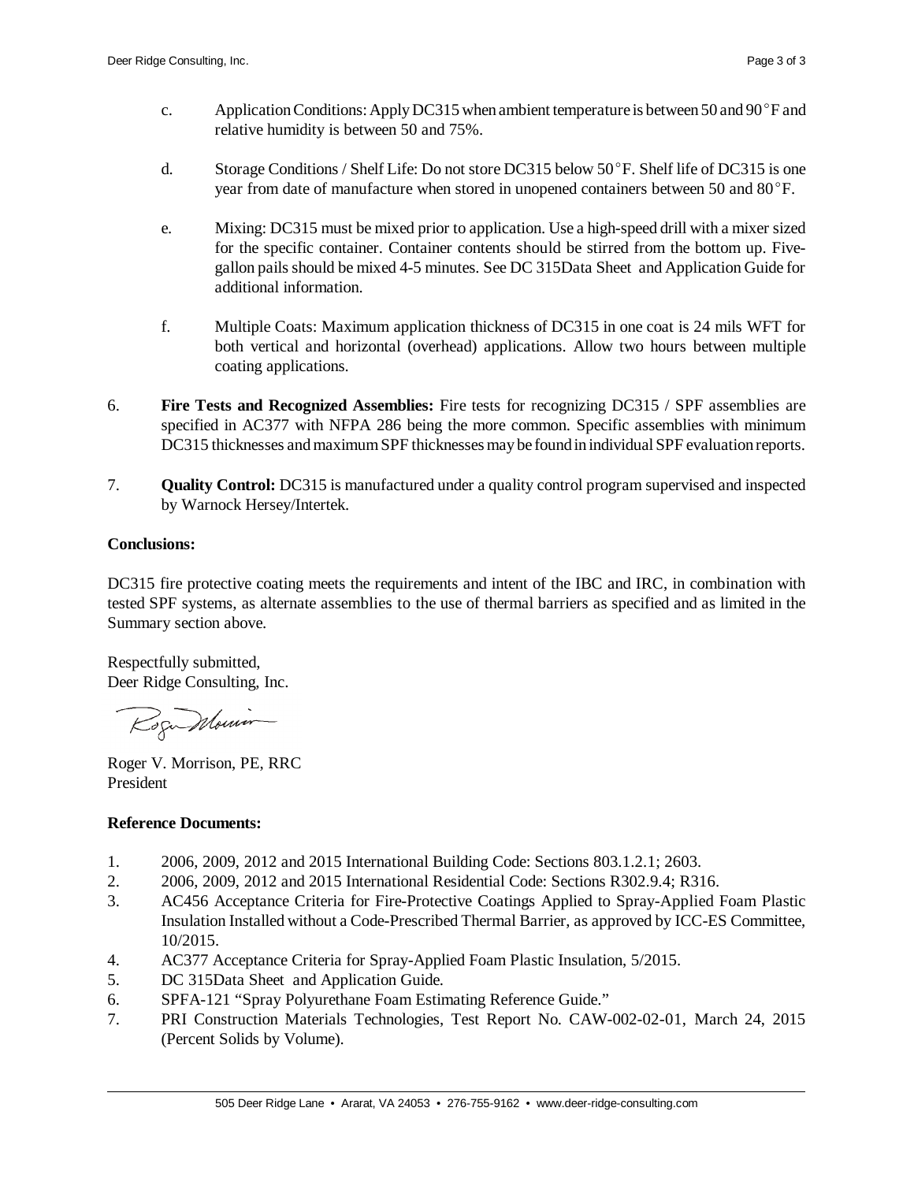c. Application Conditions: Apply DC315 when ambient temperature is between 50 and 90°F and relative humidity is between 50 and 75%.

d. Storage Conditions / Shelf Life: Do not store DC315 below 50°F. Shelf life of DC315 is one year from date of manufacture when stored in unopened containers between 50 and 80°F.

e. Mixing: DC315 must be mixed prior to application. Use a high-speed drill with a mixer sized for the specific container. Container contents should be stirred from the bottom up. Five-gallon pails should be mixed 4-5 minutes. See DC 315Data Sheet and Application Guide for additional information.

f. Multiple Coats: Maximum application thickness of DC315 in one coat is 24 mils WFT for both vertical and horizontal (overhead) applications. Allow two hours between multiple coating applications.

6. **Fire Tests and Recognized Assemblies:** Fire tests for recognizing DC315 / SPF assemblies are specified in AC377 with NFPA 286 being the more common. Specific assemblies with minimum DC315 thicknesses and maximum SPF thicknesses may be found in individual SPF evaluation reports.

7. **Quality Control:** DC315 is manufactured under a quality control program supervised and inspected by Warnock Hersey/Intertek.

**Conclusions:**

DC315 fire protective coating meets the requirements and intent of the IBC and IRC, in combination with tested SPF systems, as alternate assemblies to the use of thermal barriers as specified and as limited in the Summary section above.

Respectfully submitted,
Deer Ridge Consulting, Inc.

Roger V. Morrison, PE, RRC
President

**Reference Documents:**

1. 2006, 2009, 2012 and 2015 International Building Code: Sections 803.1.2.1; 2603.
2. 2006, 2009, 2012 and 2015 International Residential Code: Sections R302.9.4; R316.
3. AC456 Acceptance Criteria for Fire-Protective Coatings Applied to Spray-Applied Foam Plastic Insulation Installed without a Code-Prescribed Thermal Barrier, as approved by ICC-ES Committee, 10/2015.
4. AC377 Acceptance Criteria for Spray-Applied Foam Plastic Insulation, 5/2015.
5. DC 315Data Sheet and Application Guide.
6. SPFA-121 "Spray Polyurethane Foam Estimating Reference Guide."
7. PRI Construction Materials Technologies, Test Report No. CAW-002-02-01, March 24, 2015 (Percent Solids by Volume).

505 Deer Ridge Lane • Ararat, VA 24053 • 276-755-9162 • www.deer-ridge-consulting.com